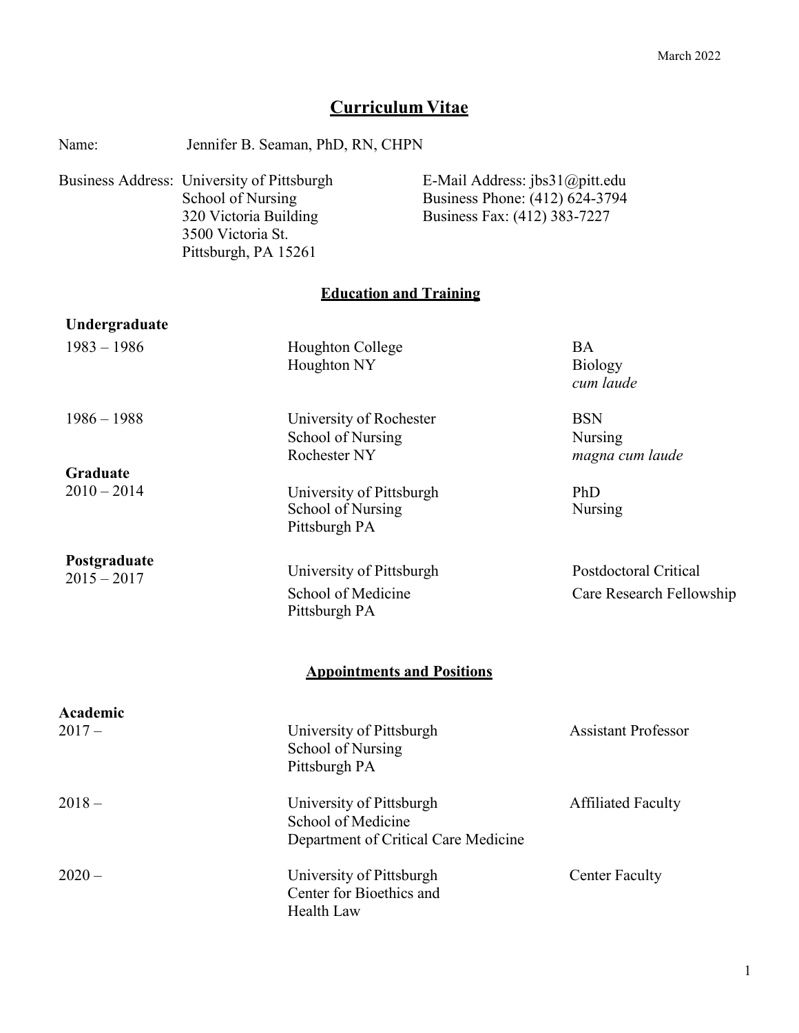March 2022

# Curriculum Vitae

Name: Jennifer B. Seaman, PhD, RN, CHPN

Business Address: University of Pittsburgh
School of Nursing
320 Victoria Building
3500 Victoria St.
Pittsburgh, PA 15261

E-Mail Address: jbs31@pitt.edu
Business Phone: (412) 624-3794
Business Fax: (412) 383-7227

## Education and Training

### Undergraduate

| | | |
|---|---|---|
| 1983 – 1986 | Houghton College<br>Houghton NY | BA<br>Biology<br>*cum laude* |
| 1986 – 1988 | University of Rochester<br>School of Nursing<br>Rochester NY | BSN<br>Nursing<br>*magna cum laude* |

### Graduate

| | | |
|---|---|---|
| 2010 – 2014 | University of Pittsburgh<br>School of Nursing<br>Pittsburgh PA | PhD<br>Nursing |

### Postgraduate

| | | |
|---|---|---|
| 2015 – 2017 | University of Pittsburgh<br>School of Medicine<br>Pittsburgh PA | Postdoctoral Critical Care Research Fellowship |

## Appointments and Positions

### Academic

| | | |
|---|---|---|
| 2017 – | University of Pittsburgh<br>School of Nursing<br>Pittsburgh PA | Assistant Professor |
| 2018 – | University of Pittsburgh<br>School of Medicine<br>Department of Critical Care Medicine | Affiliated Faculty |
| 2020 – | University of Pittsburgh<br>Center for Bioethics and Health Law | Center Faculty |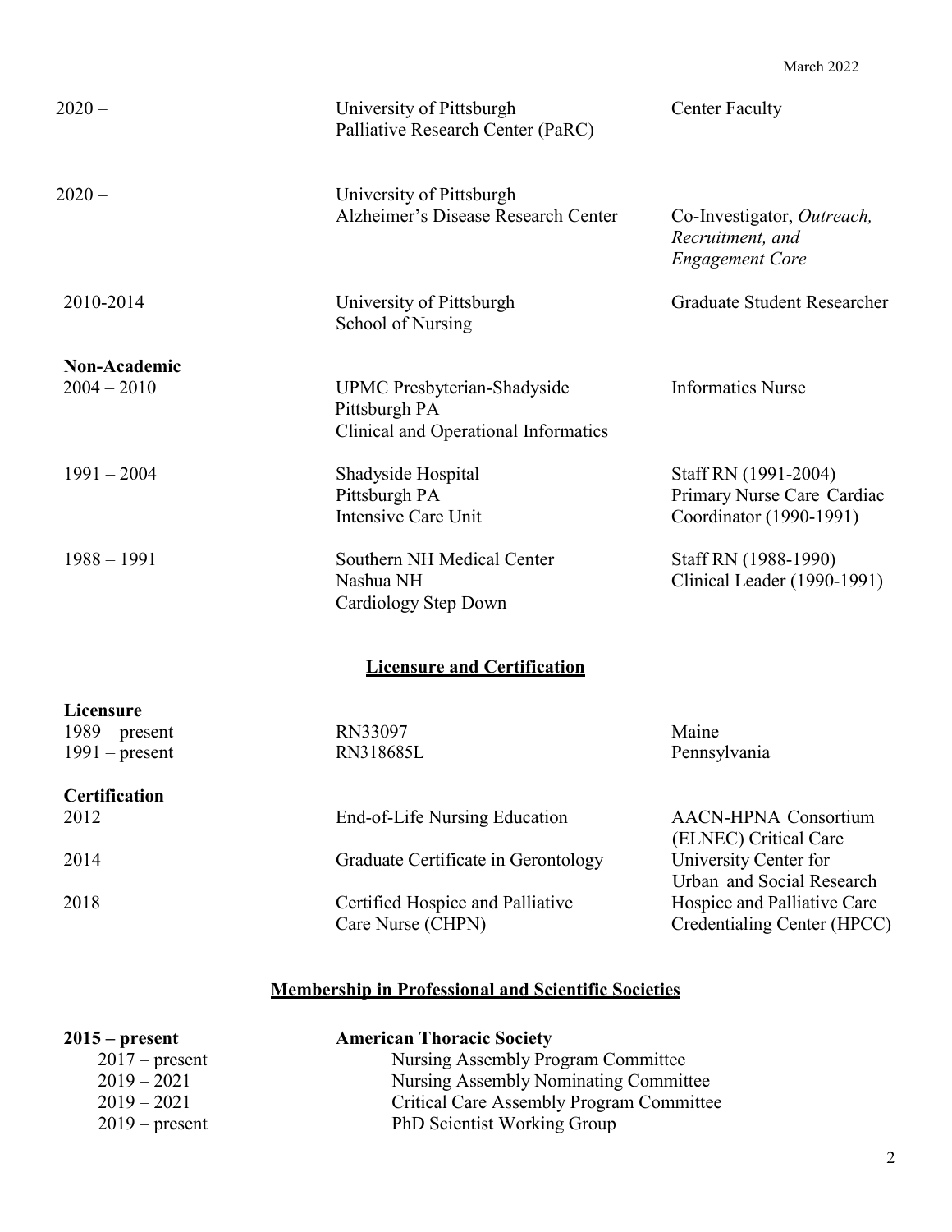| | | |
|---|---|---|
| 2020 – | University of Pittsburgh<br>Palliative Research Center (PaRC) | Center Faculty |
| 2020 – | University of Pittsburgh<br>Alzheimer's Disease Research Center | Co-Investigator, *Outreach, Recruitment, and Engagement Core* |
| 2010-2014 | University of Pittsburgh<br>School of Nursing | Graduate Student Researcher |
| **Non-Academic** | | |
| 2004 – 2010 | UPMC Presbyterian-Shadyside<br>Pittsburgh PA<br>Clinical and Operational Informatics | Informatics Nurse |
| 1991 – 2004 | Shadyside Hospital<br>Pittsburgh PA<br>Intensive Care Unit | Staff RN (1991-2004)<br>Primary Nurse Care Cardiac Coordinator (1990-1991) |
| 1988 – 1991 | Southern NH Medical Center<br>Nashua NH<br>Cardiology Step Down | Staff RN (1988-1990)<br>Clinical Leader (1990-1991) |

## Licensure and Certification

| | | |
|---|---|---|
| **Licensure** | | |
| 1989 – present | RN33097 | Maine |
| 1991 – present | RN318685L | Pennsylvania |
| **Certification** | | |
| 2012 | End-of-Life Nursing Education | AACN-HPNA Consortium (ELNEC) Critical Care |
| 2014 | Graduate Certificate in Gerontology | University Center for Urban and Social Research |
| 2018 | Certified Hospice and Palliative Care Nurse (CHPN) | Hospice and Palliative Care Credentialing Center (HPCC) |

## Membership in Professional and Scientific Societies

| | |
|---|---|
| **2015 – present** | **American Thoracic Society** |
| 2017 – present | Nursing Assembly Program Committee |
| 2019 – 2021 | Nursing Assembly Nominating Committee |
| 2019 – 2021 | Critical Care Assembly Program Committee |
| 2019 – present | PhD Scientist Working Group |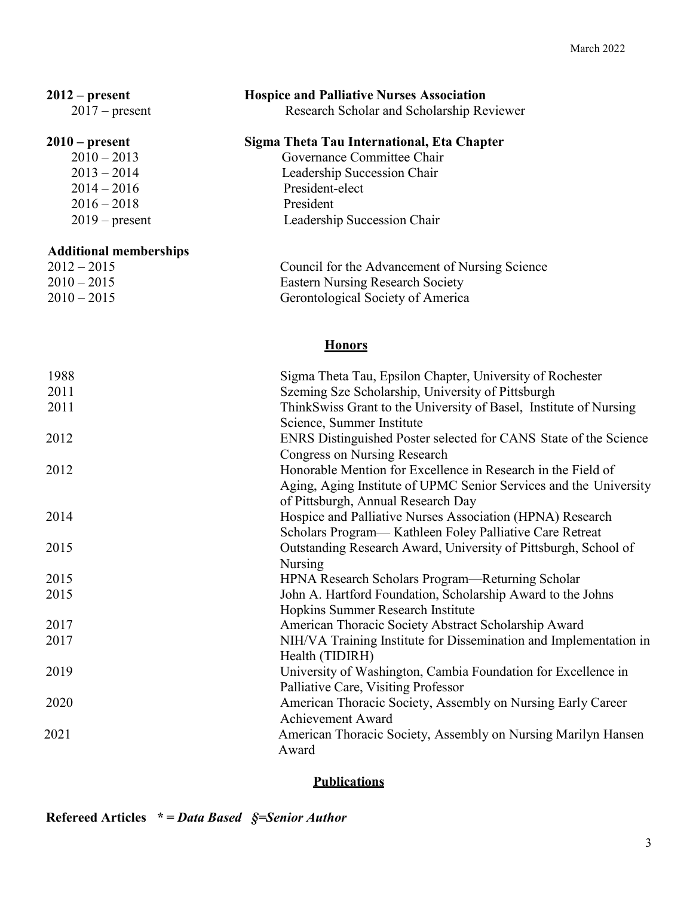**2012 – present** **Hospice and Palliative Nurses Association**

2017 – present Research Scholar and Scholarship Reviewer

**2010 – present** **Sigma Theta Tau International, Eta Chapter**

| | |
|---|---|
| 2010 – 2013 | Governance Committee Chair |
| 2013 – 2014 | Leadership Succession Chair |
| 2014 – 2016 | President-elect |
| 2016 – 2018 | President |
| 2019 – present | Leadership Succession Chair |

**Additional memberships**

| | |
|---|---|
| 2012 – 2015 | Council for the Advancement of Nursing Science |
| 2010 – 2015 | Eastern Nursing Research Society |
| 2010 – 2015 | Gerontological Society of America |

## Honors

| | |
|---|---|
| 1988 | Sigma Theta Tau, Epsilon Chapter, University of Rochester |
| 2011 | Szeming Sze Scholarship, University of Pittsburgh |
| 2011 | ThinkSwiss Grant to the University of Basel, Institute of Nursing Science, Summer Institute |
| 2012 | ENRS Distinguished Poster selected for CANS State of the Science Congress on Nursing Research |
| 2012 | Honorable Mention for Excellence in Research in the Field of Aging, Aging Institute of UPMC Senior Services and the University of Pittsburgh, Annual Research Day |
| 2014 | Hospice and Palliative Nurses Association (HPNA) Research Scholars Program— Kathleen Foley Palliative Care Retreat |
| 2015 | Outstanding Research Award, University of Pittsburgh, School of Nursing |
| 2015 | HPNA Research Scholars Program—Returning Scholar |
| 2015 | John A. Hartford Foundation, Scholarship Award to the Johns Hopkins Summer Research Institute |
| 2017 | American Thoracic Society Abstract Scholarship Award |
| 2017 | NIH/VA Training Institute for Dissemination and Implementation in Health (TIDIRH) |
| 2019 | University of Washington, Cambia Foundation for Excellence in Palliative Care, Visiting Professor |
| 2020 | American Thoracic Society, Assembly on Nursing Early Career Achievement Award |
| 2021 | American Thoracic Society, Assembly on Nursing Marilyn Hansen Award |

## Publications

**Refereed Articles** ***\* = Data Based §=Senior Author***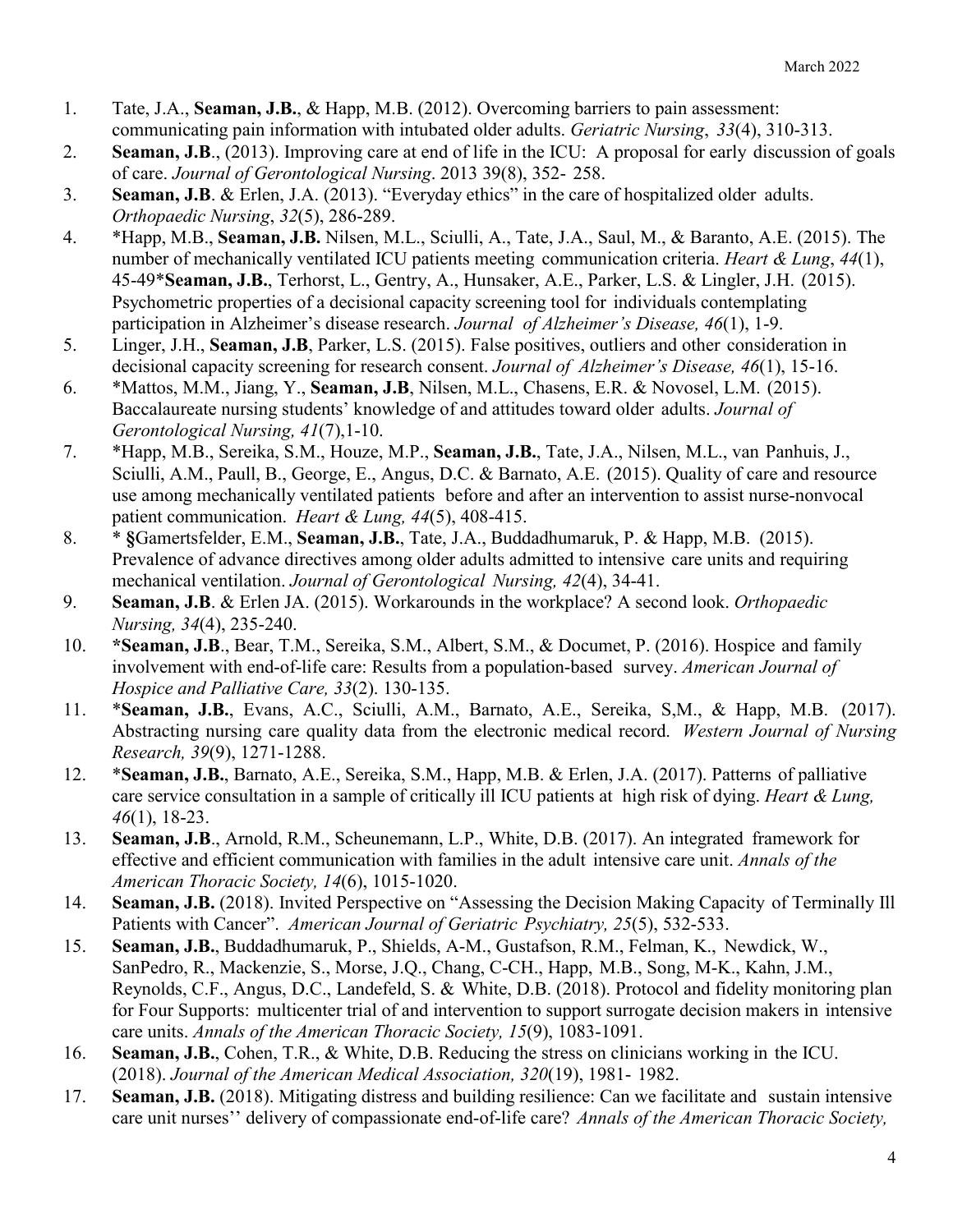March 2022

1. Tate, J.A., **Seaman, J.B.**, & Happ, M.B. (2012). Overcoming barriers to pain assessment: communicating pain information with intubated older adults. *Geriatric Nursing*, *33*(4), 310-313.
2. **Seaman, J.B**., (2013). Improving care at end of life in the ICU: A proposal for early discussion of goals of care. *Journal of Gerontological Nursing*. 2013 39(8), 352- 258.
3. **Seaman, J.B**. & Erlen, J.A. (2013). "Everyday ethics" in the care of hospitalized older adults. *Orthopaedic Nursing*, *32*(5), 286-289.
4. *Happ, M.B., **Seaman, J.B.** Nilsen, M.L., Sciulli, A., Tate, J.A., Saul, M., & Baranto, A.E. (2015). The number of mechanically ventilated ICU patients meeting communication criteria. *Heart & Lung*, *44*(1), 45-49***Seaman, J.B.**, Terhorst, L., Gentry, A., Hunsaker, A.E., Parker, L.S. & Lingler, J.H. (2015). Psychometric properties of a decisional capacity screening tool for individuals contemplating participation in Alzheimer's disease research. *Journal of Alzheimer's Disease, 46*(1), 1-9.
5. Linger, J.H., **Seaman, J.B**, Parker, L.S. (2015). False positives, outliers and other consideration in decisional capacity screening for research consent. *Journal of Alzheimer's Disease, 46*(1), 15-16.
6. *Mattos, M.M., Jiang, Y., **Seaman, J.B**, Nilsen, M.L., Chasens, E.R. & Novosel, L.M. (2015). Baccalaureate nursing students' knowledge of and attitudes toward older adults. *Journal of Gerontological Nursing, 41*(7),1-10.
7. *Happ, M.B., Sereika, S.M., Houze, M.P., **Seaman, J.B.**, Tate, J.A., Nilsen, M.L., van Panhuis, J., Sciulli, A.M., Paull, B., George, E., Angus, D.C. & Barnato, A.E. (2015). Quality of care and resource use among mechanically ventilated patients before and after an intervention to assist nurse-nonvocal patient communication. *Heart & Lung, 44*(5), 408-415.
8. * **§**Gamertsfelder, E.M., **Seaman, J.B.**, Tate, J.A., Buddadhumaruk, P. & Happ, M.B. (2015). Prevalence of advance directives among older adults admitted to intensive care units and requiring mechanical ventilation. *Journal of Gerontological Nursing, 42*(4), 34-41.
9. **Seaman, J.B**. & Erlen JA. (2015). Workarounds in the workplace? A second look. *Orthopaedic Nursing, 34*(4), 235-240.
10. ***Seaman, J.B**., Bear, T.M., Sereika, S.M., Albert, S.M., & Documet, P. (2016). Hospice and family involvement with end-of-life care: Results from a population-based survey. *American Journal of Hospice and Palliative Care, 33*(2). 130-135.
11. ***Seaman, J.B.**, Evans, A.C., Sciulli, A.M., Barnato, A.E., Sereika, S,M., & Happ, M.B. (2017). Abstracting nursing care quality data from the electronic medical record. *Western Journal of Nursing Research, 39*(9), 1271-1288.
12. ***Seaman, J.B.**, Barnato, A.E., Sereika, S.M., Happ, M.B. & Erlen, J.A. (2017). Patterns of palliative care service consultation in a sample of critically ill ICU patients at high risk of dying. *Heart & Lung, 46*(1), 18-23.
13. **Seaman, J.B**., Arnold, R.M., Scheunemann, L.P., White, D.B. (2017). An integrated framework for effective and efficient communication with families in the adult intensive care unit. *Annals of the American Thoracic Society, 14*(6), 1015-1020.
14. **Seaman, J.B.** (2018). Invited Perspective on "Assessing the Decision Making Capacity of Terminally Ill Patients with Cancer". *American Journal of Geriatric Psychiatry, 25*(5), 532-533.
15. **Seaman, J.B.**, Buddadhumaruk, P., Shields, A-M., Gustafson, R.M., Felman, K., Newdick, W., SanPedro, R., Mackenzie, S., Morse, J.Q., Chang, C-CH., Happ, M.B., Song, M-K., Kahn, J.M., Reynolds, C.F., Angus, D.C., Landefeld, S. & White, D.B. (2018). Protocol and fidelity monitoring plan for Four Supports: multicenter trial of and intervention to support surrogate decision makers in intensive care units. *Annals of the American Thoracic Society, 15*(9), 1083-1091.
16. **Seaman, J.B.**, Cohen, T.R., & White, D.B. Reducing the stress on clinicians working in the ICU. (2018). *Journal of the American Medical Association, 320*(19), 1981- 1982.
17. **Seaman, J.B.** (2018). Mitigating distress and building resilience: Can we facilitate and sustain intensive care unit nurses'' delivery of compassionate end-of-life care? *Annals of the American Thoracic Society,*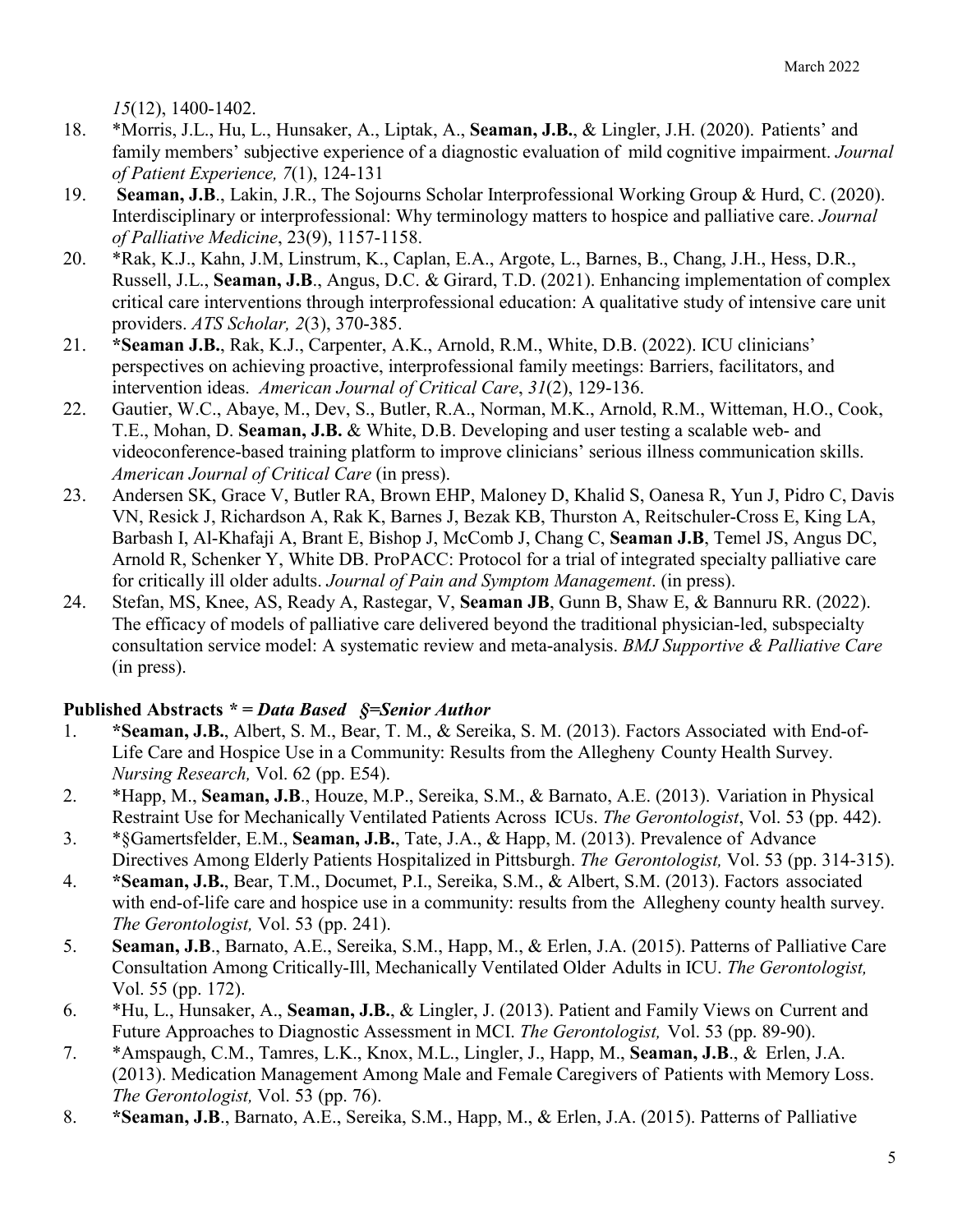*15*(12), 1400-1402.

18. *Morris, J.L., Hu, L., Hunsaker, A., Liptak, A., **Seaman, J.B.**, & Lingler, J.H. (2020). Patients' and family members' subjective experience of a diagnostic evaluation of mild cognitive impairment. *Journal of Patient Experience, 7*(1), 124-131
19. **Seaman, J.B**., Lakin, J.R., The Sojourns Scholar Interprofessional Working Group & Hurd, C. (2020). Interdisciplinary or interprofessional: Why terminology matters to hospice and palliative care. *Journal of Palliative Medicine*, 23(9), 1157-1158.
20. *Rak, K.J., Kahn, J.M, Linstrum, K., Caplan, E.A., Argote, L., Barnes, B., Chang, J.H., Hess, D.R., Russell, J.L., **Seaman, J.B**., Angus, D.C. & Girard, T.D. (2021). Enhancing implementation of complex critical care interventions through interprofessional education: A qualitative study of intensive care unit providers. *ATS Scholar, 2*(3), 370-385.
21. ***Seaman J.B.**, Rak, K.J., Carpenter, A.K., Arnold, R.M., White, D.B. (2022). ICU clinicians' perspectives on achieving proactive, interprofessional family meetings: Barriers, facilitators, and intervention ideas. *American Journal of Critical Care*, *31*(2), 129-136.
22. Gautier, W.C., Abaye, M., Dev, S., Butler, R.A., Norman, M.K., Arnold, R.M., Witteman, H.O., Cook, T.E., Mohan, D. **Seaman, J.B.** & White, D.B. Developing and user testing a scalable web- and videoconference-based training platform to improve clinicians' serious illness communication skills. *American Journal of Critical Care* (in press).
23. Andersen SK, Grace V, Butler RA, Brown EHP, Maloney D, Khalid S, Oanesa R, Yun J, Pidro C, Davis VN, Resick J, Richardson A, Rak K, Barnes J, Bezak KB, Thurston A, Reitschuler-Cross E, King LA, Barbash I, Al-Khafaji A, Brant E, Bishop J, McComb J, Chang C, **Seaman J.B**, Temel JS, Angus DC, Arnold R, Schenker Y, White DB. ProPACC: Protocol for a trial of integrated specialty palliative care for critically ill older adults. *Journal of Pain and Symptom Management*. (in press).
24. Stefan, MS, Knee, AS, Ready A, Rastegar, V, **Seaman JB**, Gunn B, Shaw E, & Bannuru RR. (2022). The efficacy of models of palliative care delivered beyond the traditional physician-led, subspecialty consultation service model: A systematic review and meta-analysis. *BMJ Supportive & Palliative Care* (in press).

**Published Abstracts *** **= *Data Based §=Senior Author***

1. ***Seaman, J.B.**, Albert, S. M., Bear, T. M., & Sereika, S. M. (2013). Factors Associated with End-of-Life Care and Hospice Use in a Community: Results from the Allegheny County Health Survey. *Nursing Research,* Vol. 62 (pp. E54).
2. *Happ, M., **Seaman, J.B**., Houze, M.P., Sereika, S.M., & Barnato, A.E. (2013). Variation in Physical Restraint Use for Mechanically Ventilated Patients Across ICUs. *The Gerontologist*, Vol. 53 (pp. 442).
3. *§Gamertsfelder, E.M., **Seaman, J.B.**, Tate, J.A., & Happ, M. (2013). Prevalence of Advance Directives Among Elderly Patients Hospitalized in Pittsburgh. *The Gerontologist,* Vol. 53 (pp. 314-315).
4. ***Seaman, J.B.**, Bear, T.M., Documet, P.I., Sereika, S.M., & Albert, S.M. (2013). Factors associated with end-of-life care and hospice use in a community: results from the Allegheny county health survey. *The Gerontologist,* Vol. 53 (pp. 241).
5. **Seaman, J.B**., Barnato, A.E., Sereika, S.M., Happ, M., & Erlen, J.A. (2015). Patterns of Palliative Care Consultation Among Critically-Ill, Mechanically Ventilated Older Adults in ICU. *The Gerontologist,* Vol. 55 (pp. 172).
6. *Hu, L., Hunsaker, A., **Seaman, J.B.**, & Lingler, J. (2013). Patient and Family Views on Current and Future Approaches to Diagnostic Assessment in MCI. *The Gerontologist,* Vol. 53 (pp. 89-90).
7. *Amspaugh, C.M., Tamres, L.K., Knox, M.L., Lingler, J., Happ, M., **Seaman, J.B**., & Erlen, J.A. (2013). Medication Management Among Male and Female Caregivers of Patients with Memory Loss. *The Gerontologist,* Vol. 53 (pp. 76).
8. ***Seaman, J.B**., Barnato, A.E., Sereika, S.M., Happ, M., & Erlen, J.A. (2015). Patterns of Palliative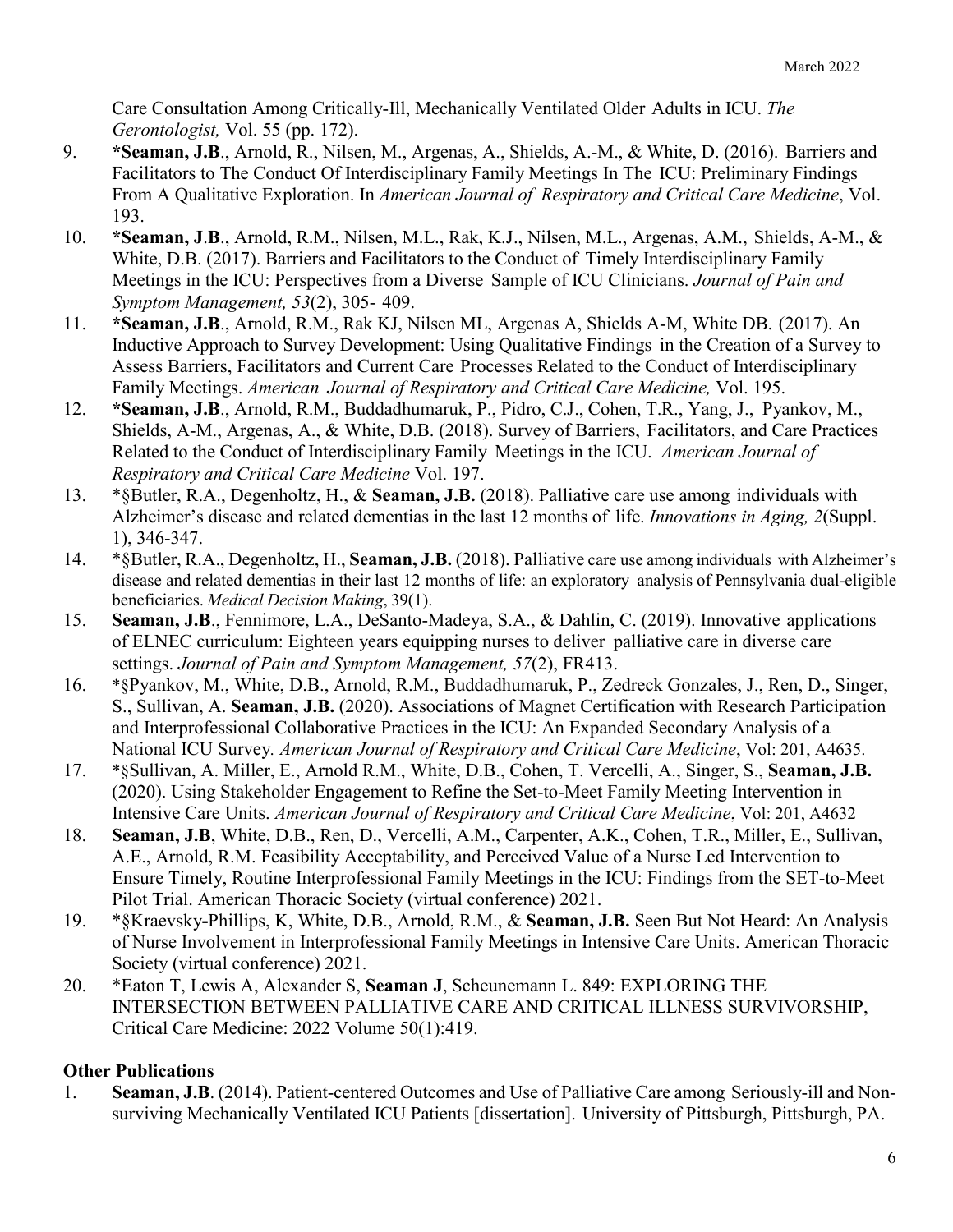Care Consultation Among Critically-Ill, Mechanically Ventilated Older Adults in ICU. *The Gerontologist,* Vol. 55 (pp. 172).

9. ***Seaman, J.B**., Arnold, R., Nilsen, M., Argenas, A., Shields, A.-M., & White, D. (2016). Barriers and Facilitators to The Conduct Of Interdisciplinary Family Meetings In The ICU: Preliminary Findings From A Qualitative Exploration. In *American Journal of Respiratory and Critical Care Medicine*, Vol. 193.
10. ***Seaman, J.B**., Arnold, R.M., Nilsen, M.L., Rak, K.J., Nilsen, M.L., Argenas, A.M., Shields, A-M., & White, D.B. (2017). Barriers and Facilitators to the Conduct of Timely Interdisciplinary Family Meetings in the ICU: Perspectives from a Diverse Sample of ICU Clinicians. *Journal of Pain and Symptom Management, 53*(2), 305- 409.
11. ***Seaman, J.B**., Arnold, R.M., Rak KJ, Nilsen ML, Argenas A, Shields A-M, White DB. (2017). An Inductive Approach to Survey Development: Using Qualitative Findings in the Creation of a Survey to Assess Barriers, Facilitators and Current Care Processes Related to the Conduct of Interdisciplinary Family Meetings. *American Journal of Respiratory and Critical Care Medicine,* Vol. 195.
12. ***Seaman, J.B**., Arnold, R.M., Buddadhumaruk, P., Pidro, C.J., Cohen, T.R., Yang, J., Pyankov, M., Shields, A-M., Argenas, A., & White, D.B. (2018). Survey of Barriers, Facilitators, and Care Practices Related to the Conduct of Interdisciplinary Family Meetings in the ICU. *American Journal of Respiratory and Critical Care Medicine* Vol. 197.
13. *§Butler, R.A., Degenholtz, H., & **Seaman, J.B.** (2018). Palliative care use among individuals with Alzheimer's disease and related dementias in the last 12 months of life. *Innovations in Aging, 2*(Suppl. 1), 346-347.
14. *§Butler, R.A., Degenholtz, H., **Seaman, J.B.** (2018). Palliative care use among individuals with Alzheimer's disease and related dementias in their last 12 months of life: an exploratory analysis of Pennsylvania dual-eligible beneficiaries. *Medical Decision Making*, 39(1).
15. **Seaman, J.B**., Fennimore, L.A., DeSanto-Madeya, S.A., & Dahlin, C. (2019). Innovative applications of ELNEC curriculum: Eighteen years equipping nurses to deliver palliative care in diverse care settings. *Journal of Pain and Symptom Management, 57*(2), FR413.
16. *§Pyankov, M., White, D.B., Arnold, R.M., Buddadhumaruk, P., Zedreck Gonzales, J., Ren, D., Singer, S., Sullivan, A. **Seaman, J.B.** (2020). Associations of Magnet Certification with Research Participation and Interprofessional Collaborative Practices in the ICU: An Expanded Secondary Analysis of a National ICU Survey. *American Journal of Respiratory and Critical Care Medicine*, Vol: 201, A4635.
17. *§Sullivan, A. Miller, E., Arnold R.M., White, D.B., Cohen, T. Vercelli, A., Singer, S., **Seaman, J.B.** (2020). Using Stakeholder Engagement to Refine the Set-to-Meet Family Meeting Intervention in Intensive Care Units. *American Journal of Respiratory and Critical Care Medicine*, Vol: 201, A4632
18. **Seaman, J.B**, White, D.B., Ren, D., Vercelli, A.M., Carpenter, A.K., Cohen, T.R., Miller, E., Sullivan, A.E., Arnold, R.M. Feasibility Acceptability, and Perceived Value of a Nurse Led Intervention to Ensure Timely, Routine Interprofessional Family Meetings in the ICU: Findings from the SET-to-Meet Pilot Trial. American Thoracic Society (virtual conference) 2021.
19. *§Kraevsky-Phillips, K, White, D.B., Arnold, R.M., & **Seaman, J.B.** Seen But Not Heard: An Analysis of Nurse Involvement in Interprofessional Family Meetings in Intensive Care Units. American Thoracic Society (virtual conference) 2021.
20. *Eaton T, Lewis A, Alexander S, **Seaman J**, Scheunemann L. 849: EXPLORING THE INTERSECTION BETWEEN PALLIATIVE CARE AND CRITICAL ILLNESS SURVIVORSHIP, Critical Care Medicine: 2022 Volume 50(1):419.

**Other Publications**

1. **Seaman, J.B**. (2014). Patient-centered Outcomes and Use of Palliative Care among Seriously-ill and Non-surviving Mechanically Ventilated ICU Patients [dissertation]. University of Pittsburgh, Pittsburgh, PA.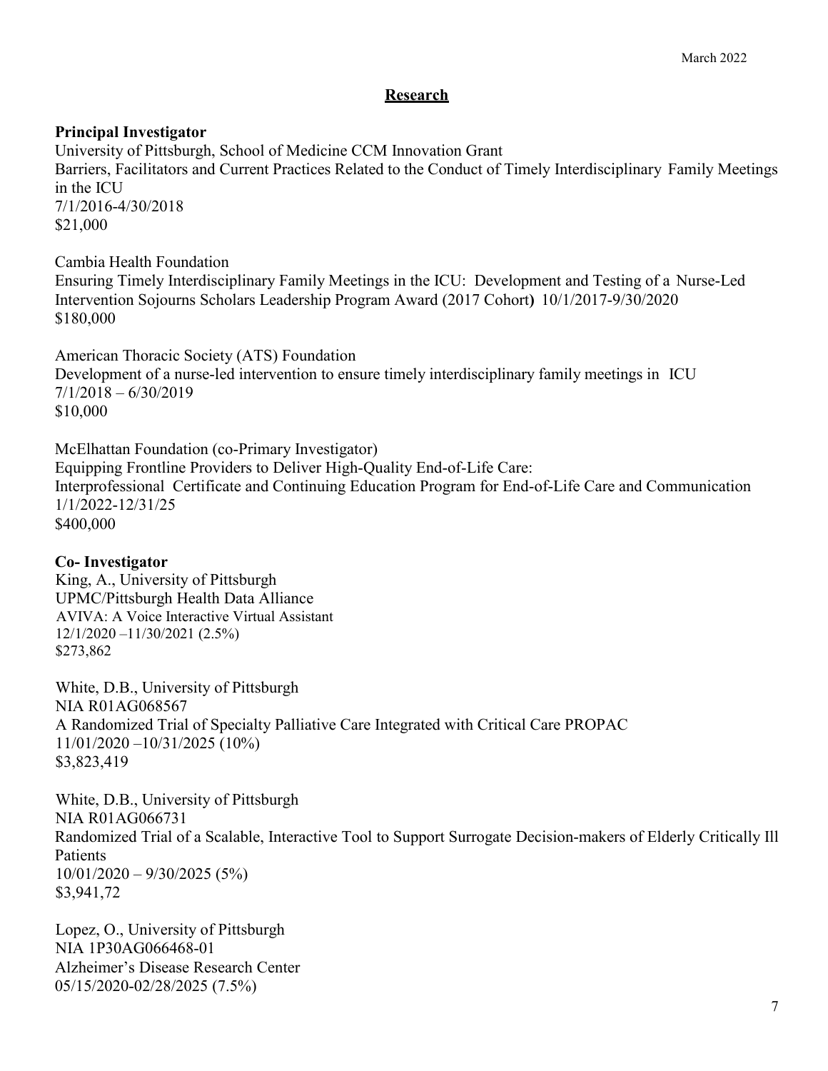## Research

**Principal Investigator**

University of Pittsburgh, School of Medicine CCM Innovation Grant
Barriers, Facilitators and Current Practices Related to the Conduct of Timely Interdisciplinary Family Meetings in the ICU
7/1/2016-4/30/2018
$21,000

Cambia Health Foundation
Ensuring Timely Interdisciplinary Family Meetings in the ICU: Development and Testing of a Nurse-Led Intervention Sojourns Scholars Leadership Program Award (2017 Cohort) 10/1/2017-9/30/2020
$180,000

American Thoracic Society (ATS) Foundation
Development of a nurse-led intervention to ensure timely interdisciplinary family meetings in ICU
7/1/2018 – 6/30/2019
$10,000

McElhattan Foundation (co-Primary Investigator)
Equipping Frontline Providers to Deliver High-Quality End-of-Life Care:
Interprofessional Certificate and Continuing Education Program for End-of-Life Care and Communication
1/1/2022-12/31/25
$400,000

**Co- Investigator**

King, A., University of Pittsburgh
UPMC/Pittsburgh Health Data Alliance
AVIVA: A Voice Interactive Virtual Assistant
12/1/2020 –11/30/2021 (2.5%)
$273,862

White, D.B., University of Pittsburgh
NIA R01AG068567
A Randomized Trial of Specialty Palliative Care Integrated with Critical Care PROPAC
11/01/2020 –10/31/2025 (10%)
$3,823,419

White, D.B., University of Pittsburgh
NIA R01AG066731
Randomized Trial of a Scalable, Interactive Tool to Support Surrogate Decision-makers of Elderly Critically Ill Patients
10/01/2020 – 9/30/2025 (5%)
$3,941,72

Lopez, O., University of Pittsburgh
NIA 1P30AG066468-01
Alzheimer's Disease Research Center
05/15/2020-02/28/2025 (7.5%)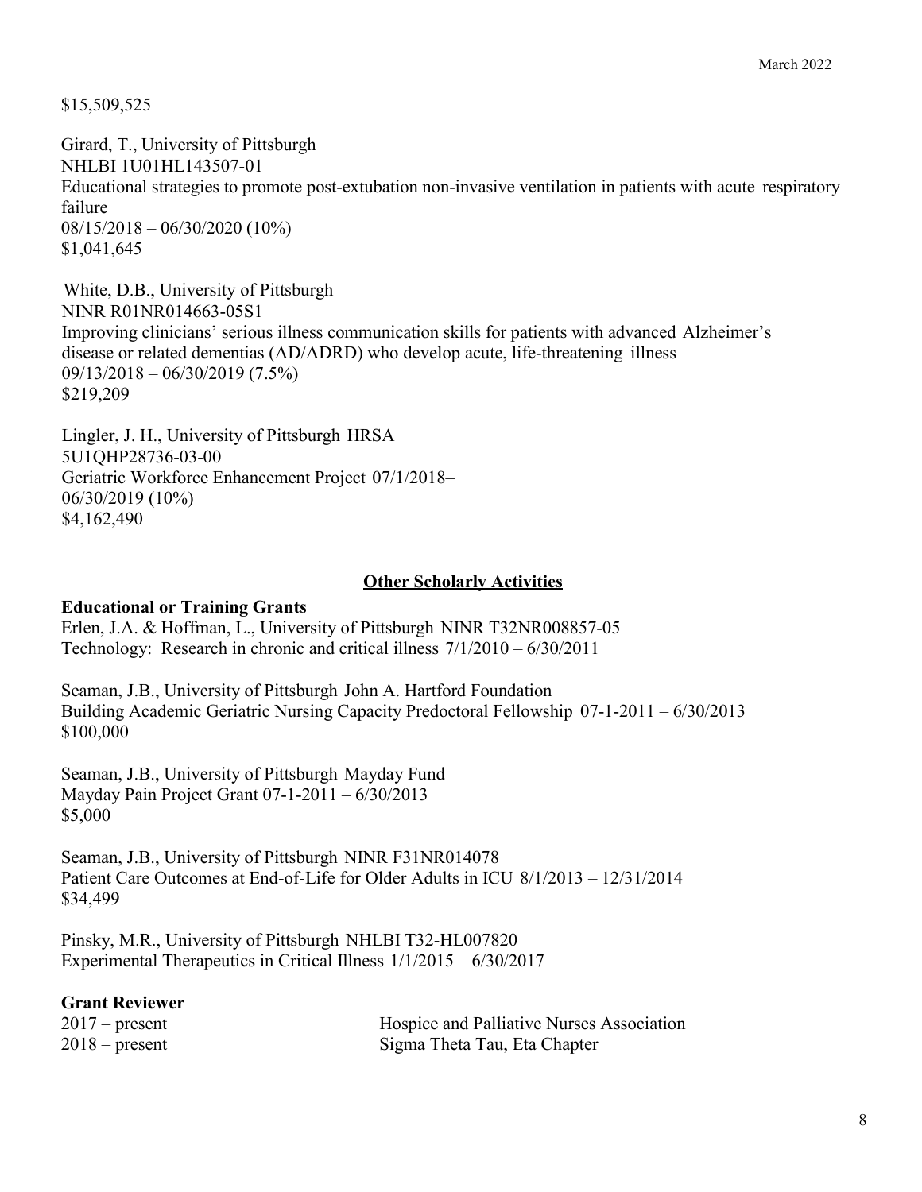$15,509,525

Girard, T., University of Pittsburgh
NHLBI 1U01HL143507-01
Educational strategies to promote post-extubation non-invasive ventilation in patients with acute respiratory failure
08/15/2018 – 06/30/2020 (10%)
$1,041,645

White, D.B., University of Pittsburgh
NINR R01NR014663-05S1
Improving clinicians' serious illness communication skills for patients with advanced Alzheimer's disease or related dementias (AD/ADRD) who develop acute, life-threatening illness
09/13/2018 – 06/30/2019 (7.5%)
$219,209

Lingler, J. H., University of Pittsburgh HRSA
5U1QHP28736-03-00
Geriatric Workforce Enhancement Project 07/1/2018–
06/30/2019 (10%)
$4,162,490

## Other Scholarly Activities

**Educational or Training Grants**

Erlen, J.A. & Hoffman, L., University of Pittsburgh NINR T32NR008857-05
Technology: Research in chronic and critical illness 7/1/2010 – 6/30/2011

Seaman, J.B., University of Pittsburgh John A. Hartford Foundation
Building Academic Geriatric Nursing Capacity Predoctoral Fellowship 07-1-2011 – 6/30/2013
$100,000

Seaman, J.B., University of Pittsburgh Mayday Fund
Mayday Pain Project Grant 07-1-2011 – 6/30/2013
$5,000

Seaman, J.B., University of Pittsburgh NINR F31NR014078
Patient Care Outcomes at End-of-Life for Older Adults in ICU 8/1/2013 – 12/31/2014
$34,499

Pinsky, M.R., University of Pittsburgh NHLBI T32-HL007820
Experimental Therapeutics in Critical Illness 1/1/2015 – 6/30/2017

**Grant Reviewer**

2017 – present Hospice and Palliative Nurses Association
2018 – present Sigma Theta Tau, Eta Chapter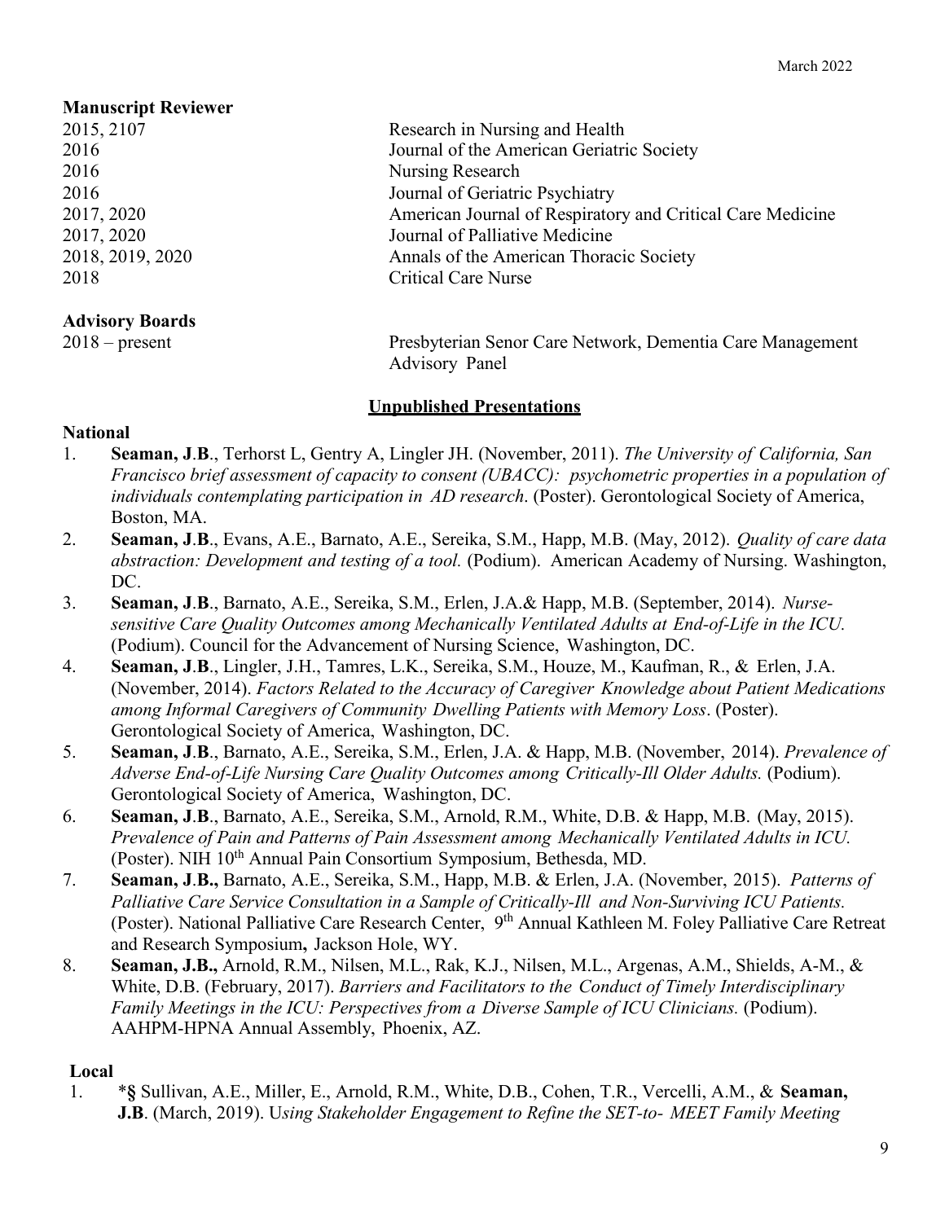### Manuscript Reviewer

| | |
|---|---|
| 2015, 2107 | Research in Nursing and Health |
| 2016 | Journal of the American Geriatric Society |
| 2016 | Nursing Research |
| 2016 | Journal of Geriatric Psychiatry |
| 2017, 2020 | American Journal of Respiratory and Critical Care Medicine |
| 2017, 2020 | Journal of Palliative Medicine |
| 2018, 2019, 2020 | Annals of the American Thoracic Society |
| 2018 | Critical Care Nurse |

### Advisory Boards

| | |
|---|---|
| 2018 – present | Presbyterian Senor Care Network, Dementia Care Management Advisory Panel |

## Unpublished Presentations

### National

1. **Seaman, J.B**., Terhorst L, Gentry A, Lingler JH. (November, 2011). *The University of California, San Francisco brief assessment of capacity to consent (UBACC): psychometric properties in a population of individuals contemplating participation in AD research*. (Poster). Gerontological Society of America, Boston, MA.
2. **Seaman, J.B**., Evans, A.E., Barnato, A.E., Sereika, S.M., Happ, M.B. (May, 2012). *Quality of care data abstraction: Development and testing of a tool.* (Podium). American Academy of Nursing. Washington, DC.
3. **Seaman, J.B**., Barnato, A.E., Sereika, S.M., Erlen, J.A.& Happ, M.B. (September, 2014). *Nurse-sensitive Care Quality Outcomes among Mechanically Ventilated Adults at End-of-Life in the ICU.* (Podium). Council for the Advancement of Nursing Science, Washington, DC.
4. **Seaman, J.B**., Lingler, J.H., Tamres, L.K., Sereika, S.M., Houze, M., Kaufman, R., & Erlen, J.A. (November, 2014). *Factors Related to the Accuracy of Caregiver Knowledge about Patient Medications among Informal Caregivers of Community Dwelling Patients with Memory Loss*. (Poster). Gerontological Society of America, Washington, DC.
5. **Seaman, J.B**., Barnato, A.E., Sereika, S.M., Erlen, J.A. & Happ, M.B. (November, 2014). *Prevalence of Adverse End-of-Life Nursing Care Quality Outcomes among Critically-Ill Older Adults.* (Podium). Gerontological Society of America, Washington, DC.
6. **Seaman, J.B**., Barnato, A.E., Sereika, S.M., Arnold, R.M., White, D.B. & Happ, M.B. (May, 2015). *Prevalence of Pain and Patterns of Pain Assessment among Mechanically Ventilated Adults in ICU.* (Poster). NIH 10th Annual Pain Consortium Symposium, Bethesda, MD.
7. **Seaman, J.B.,** Barnato, A.E., Sereika, S.M., Happ, M.B. & Erlen, J.A. (November, 2015). *Patterns of Palliative Care Service Consultation in a Sample of Critically-Ill and Non-Surviving ICU Patients.* (Poster). National Palliative Care Research Center, 9th Annual Kathleen M. Foley Palliative Care Retreat and Research Symposium**,** Jackson Hole, WY.
8. **Seaman, J.B.,** Arnold, R.M., Nilsen, M.L., Rak, K.J., Nilsen, M.L., Argenas, A.M., Shields, A-M., & White, D.B. (February, 2017). *Barriers and Facilitators to the Conduct of Timely Interdisciplinary Family Meetings in the ICU: Perspectives from a Diverse Sample of ICU Clinicians.* (Podium). AAHPM-HPNA Annual Assembly, Phoenix, AZ.

### Local

1. *§ Sullivan, A.E., Miller, E., Arnold, R.M., White, D.B., Cohen, T.R., Vercelli, A.M., & **Seaman, J.B**. (March, 2019). U*sing Stakeholder Engagement to Refine the SET-to- MEET Family Meeting*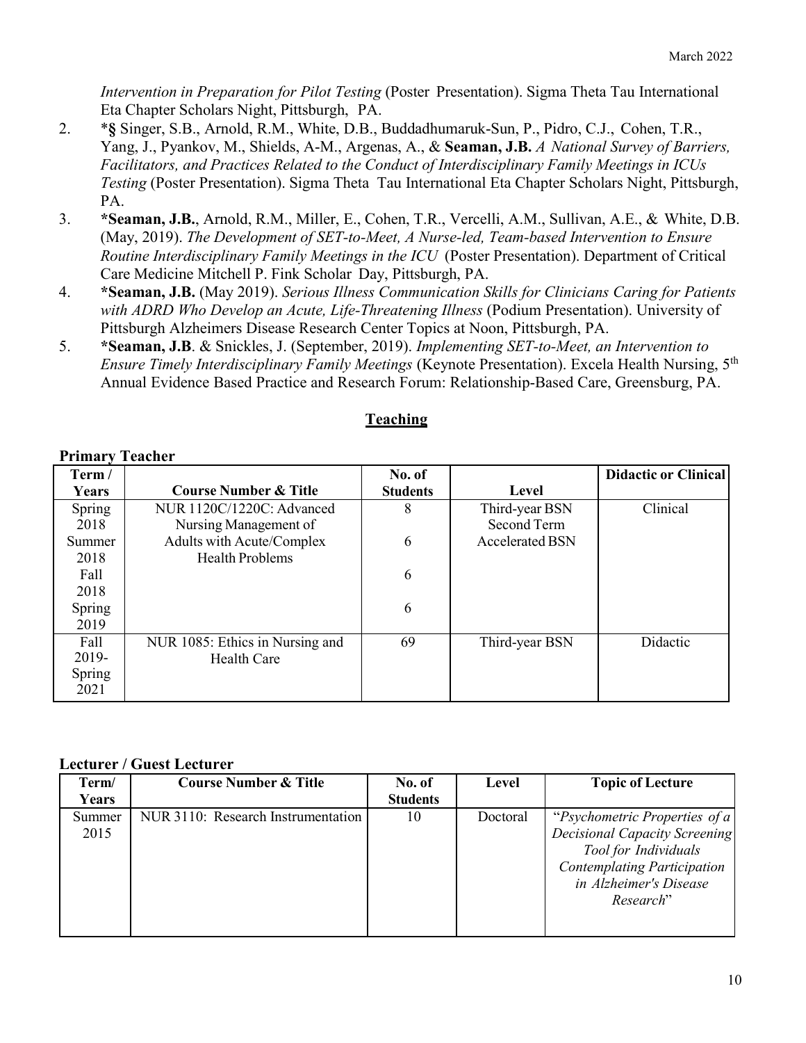*Intervention in Preparation for Pilot Testing* (Poster Presentation). Sigma Theta Tau International Eta Chapter Scholars Night, Pittsburgh, PA.

2. *§ Singer, S.B., Arnold, R.M., White, D.B., Buddadhumaruk-Sun, P., Pidro, C.J., Cohen, T.R., Yang, J., Pyankov, M., Shields, A-M., Argenas, A., & **Seaman, J.B.** *A National Survey of Barriers, Facilitators, and Practices Related to the Conduct of Interdisciplinary Family Meetings in ICUs Testing* (Poster Presentation). Sigma Theta Tau International Eta Chapter Scholars Night, Pittsburgh, PA.
3. ***Seaman, J.B.**, Arnold, R.M., Miller, E., Cohen, T.R., Vercelli, A.M., Sullivan, A.E., & White, D.B. (May, 2019). *The Development of SET-to-Meet, A Nurse-led, Team-based Intervention to Ensure Routine Interdisciplinary Family Meetings in the ICU* (Poster Presentation). Department of Critical Care Medicine Mitchell P. Fink Scholar Day, Pittsburgh, PA.
4. ***Seaman, J.B.** (May 2019). *Serious Illness Communication Skills for Clinicians Caring for Patients with ADRD Who Develop an Acute, Life-Threatening Illness* (Podium Presentation). University of Pittsburgh Alzheimers Disease Research Center Topics at Noon, Pittsburgh, PA.
5. ***Seaman, J.B**. & Snickles, J. (September, 2019). *Implementing SET-to-Meet, an Intervention to Ensure Timely Interdisciplinary Family Meetings* (Keynote Presentation). Excela Health Nursing, 5th Annual Evidence Based Practice and Research Forum: Relationship-Based Care, Greensburg, PA.

## Teaching

**Primary Teacher**

| Term / Years | Course Number & Title | No. of Students | Level | Didactic or Clinical |
|---|---|---|---|---|
| Spring 2018 | NUR 1120C/1220C: Advanced Nursing Management of Adults with Acute/Complex Health Problems | 8 | Third-year BSN<br>Second Term Accelerated BSN | Clinical |
| Summer 2018 | | 6 | | |
| Fall 2018 | | 6 | | |
| Spring 2019 | | 6 | | |
| Fall 2019-Spring 2021 | NUR 1085: Ethics in Nursing and Health Care | 69 | Third-year BSN | Didactic |

**Lecturer / Guest Lecturer**

| Term/ Years | Course Number & Title | No. of Students | Level | Topic of Lecture |
|---|---|---|---|---|
| Summer 2015 | NUR 3110: Research Instrumentation | 10 | Doctoral | "*Psychometric Properties of a Decisional Capacity Screening Tool for Individuals Contemplating Participation in Alzheimer's Disease Research*" |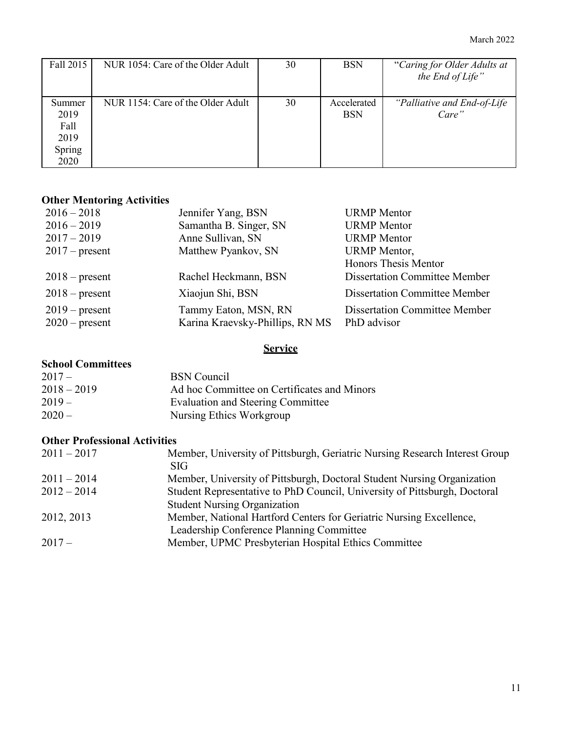| | | | | |
|---|---|---|---|---|
| Fall 2015 | NUR 1054: Care of the Older Adult | 30 | BSN | "*Caring for Older Adults at the End of Life*" |
| Summer 2019 Fall 2019 Spring 2020 | NUR 1154: Care of the Older Adult | 30 | Accelerated BSN | *"Palliative and End-of-Life Care"* |

**Other Mentoring Activities**

| | | |
|---|---|---|
| 2016 – 2018 | Jennifer Yang, BSN | URMP Mentor |
| 2016 – 2019 | Samantha B. Singer, SN | URMP Mentor |
| 2017 – 2019 | Anne Sullivan, SN | URMP Mentor |
| 2017 – present | Matthew Pyankov, SN | URMP Mentor, Honors Thesis Mentor |
| 2018 – present | Rachel Heckmann, BSN | Dissertation Committee Member |
| 2018 – present | Xiaojun Shi, BSN | Dissertation Committee Member |
| 2019 – present | Tammy Eaton, MSN, RN | Dissertation Committee Member |
| 2020 – present | Karina Kraevsky-Phillips, RN MS | PhD advisor |

## Service

**School Committees**

| | |
|---|---|
| 2017 – | BSN Council |
| 2018 – 2019 | Ad hoc Committee on Certificates and Minors |
| 2019 – | Evaluation and Steering Committee |
| 2020 – | Nursing Ethics Workgroup |

**Other Professional Activities**

| | |
|---|---|
| 2011 – 2017 | Member, University of Pittsburgh, Geriatric Nursing Research Interest Group SIG |
| 2011 – 2014 | Member, University of Pittsburgh, Doctoral Student Nursing Organization |
| 2012 – 2014 | Student Representative to PhD Council, University of Pittsburgh, Doctoral Student Nursing Organization |
| 2012, 2013 | Member, National Hartford Centers for Geriatric Nursing Excellence, Leadership Conference Planning Committee |
| 2017 – | Member, UPMC Presbyterian Hospital Ethics Committee |